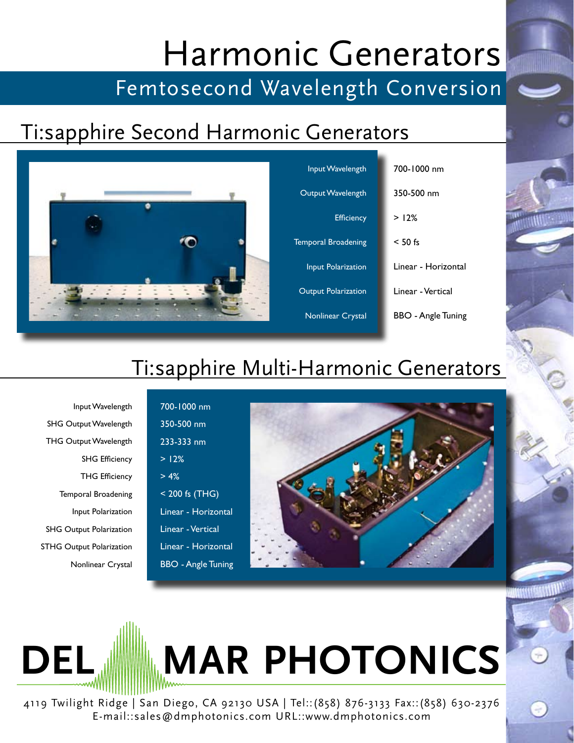# Harmonic Generators

## Femtosecond Wavelength Conversion

## Ti:sapphire Second Harmonic Generators

| Parameter | Value |
|---|---|
| Input Wavelength | 700-1000 nm |
| Output Wavelength | 350-500 nm |
| Efficiency | > 12% |
| Temporal Broadening | < 50 fs |
| Input Polarization | Linear - Horizontal |
| Output Polarization | Linear - Vertical |
| Nonlinear Crystal | BBO - Angle Tuning |

## Ti:sapphire Multi-Harmonic Generators

| Parameter | Value |
|---|---|
| Input Wavelength | 700-1000 nm |
| SHG Output Wavelength | 350-500 nm |
| THG Output Wavelength | 233-333 nm |
| SHG Efficiency | > 12% |
| THG Efficiency | > 4% |
| Temporal Broadening | < 200 fs (THG) |
| Input Polarization | Linear - Horizontal |
| SHG Output Polarization | Linear - Vertical |
| STHG Output Polarization | Linear - Horizontal |
| Nonlinear Crystal | BBO - Angle Tuning |

**DEL MAR PHOTONICS**

4119 Twilight Ridge | San Diego, CA 92130 USA | Tel::(858) 876-3133 Fax::(858) 630-2376
E-mail::sales@dmphotonics.com URL::www.dmphotonics.com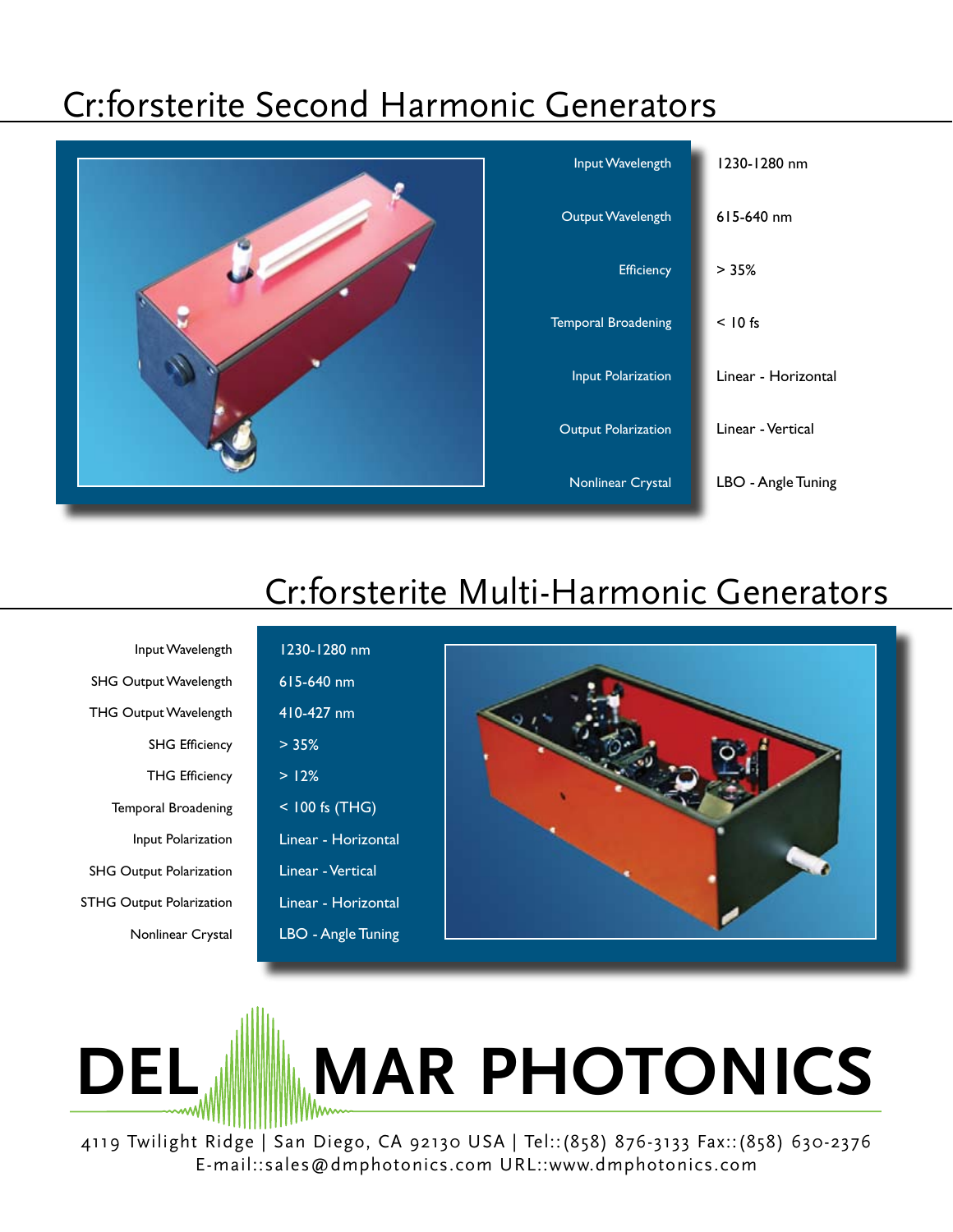## Cr:forsterite Second Harmonic Generators

| | |
|---|---|
| Input Wavelength | 1230-1280 nm |
| Output Wavelength | 615-640 nm |
| Efficiency | > 35% |
| Temporal Broadening | < 10 fs |
| Input Polarization | Linear - Horizontal |
| Output Polarization | Linear - Vertical |
| Nonlinear Crystal | LBO - Angle Tuning |

## Cr:forsterite Multi-Harmonic Generators

| | |
|---|---|
| Input Wavelength | 1230-1280 nm |
| SHG Output Wavelength | 615-640 nm |
| THG Output Wavelength | 410-427 nm |
| SHG Efficiency | > 35% |
| THG Efficiency | > 12% |
| Temporal Broadening | < 100 fs (THG) |
| Input Polarization | Linear - Horizontal |
| SHG Output Polarization | Linear - Vertical |
| STHG Output Polarization | Linear - Horizontal |
| Nonlinear Crystal | LBO - Angle Tuning |

**DEL MAR PHOTONICS**

4119 Twilight Ridge | San Diego, CA 92130 USA | Tel::(858) 876-3133 Fax::(858) 630-2376
E-mail::sales@dmphotonics.com URL::www.dmphotonics.com